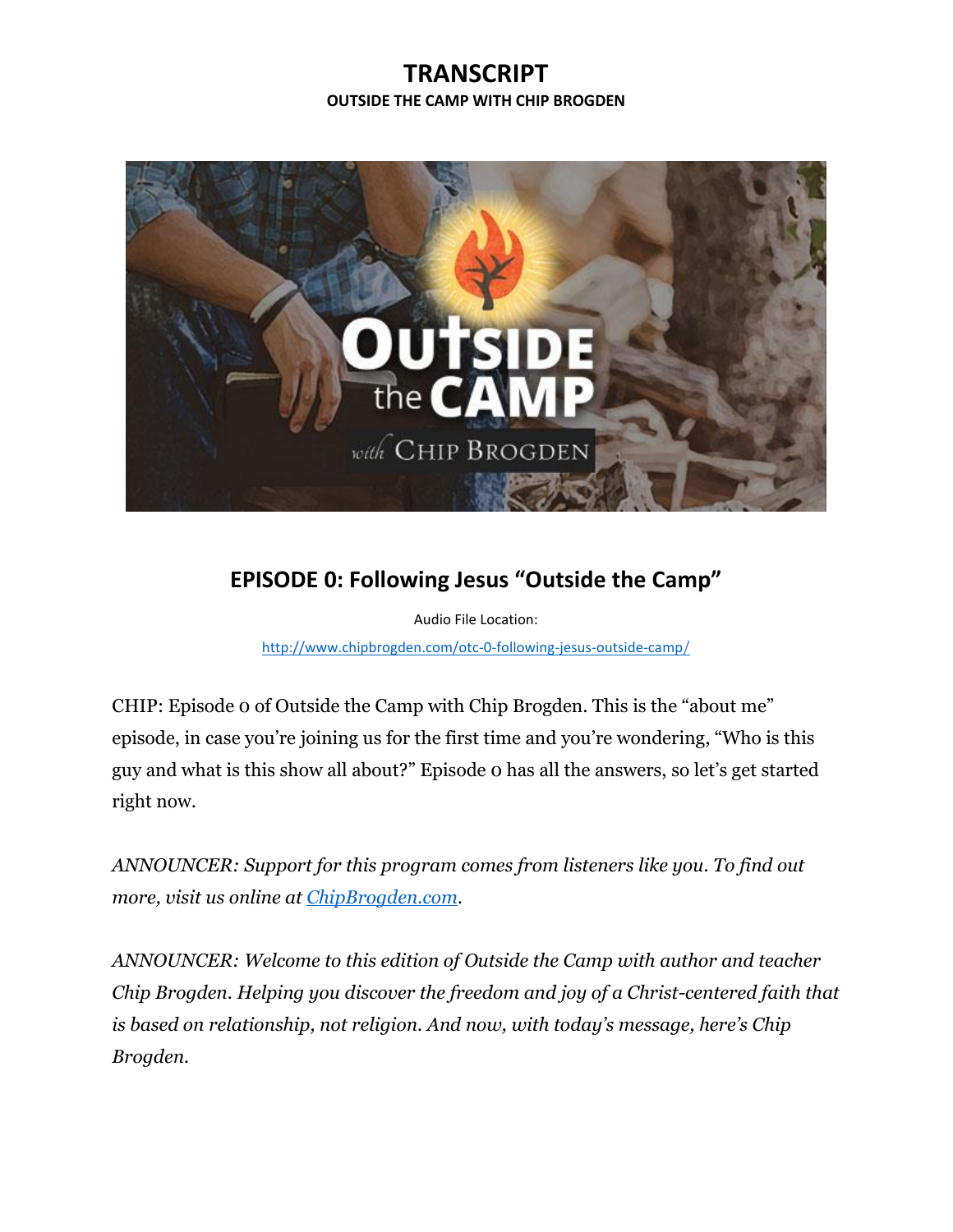# TRANSCRIPT

**OUTSIDE THE CAMP WITH CHIP BROGDEN**

## EPISODE 0: Following Jesus "Outside the Camp"

Audio File Location:

http://www.chipbrogden.com/otc-0-following-jesus-outside-camp/

CHIP: Episode 0 of Outside the Camp with Chip Brogden. This is the "about me" episode, in case you're joining us for the first time and you're wondering, "Who is this guy and what is this show all about?" Episode 0 has all the answers, so let's get started right now.

*ANNOUNCER: Support for this program comes from listeners like you. To find out more, visit us online at ChipBrogden.com.*

*ANNOUNCER: Welcome to this edition of Outside the Camp with author and teacher Chip Brogden. Helping you discover the freedom and joy of a Christ-centered faith that is based on relationship, not religion. And now, with today's message, here's Chip Brogden.*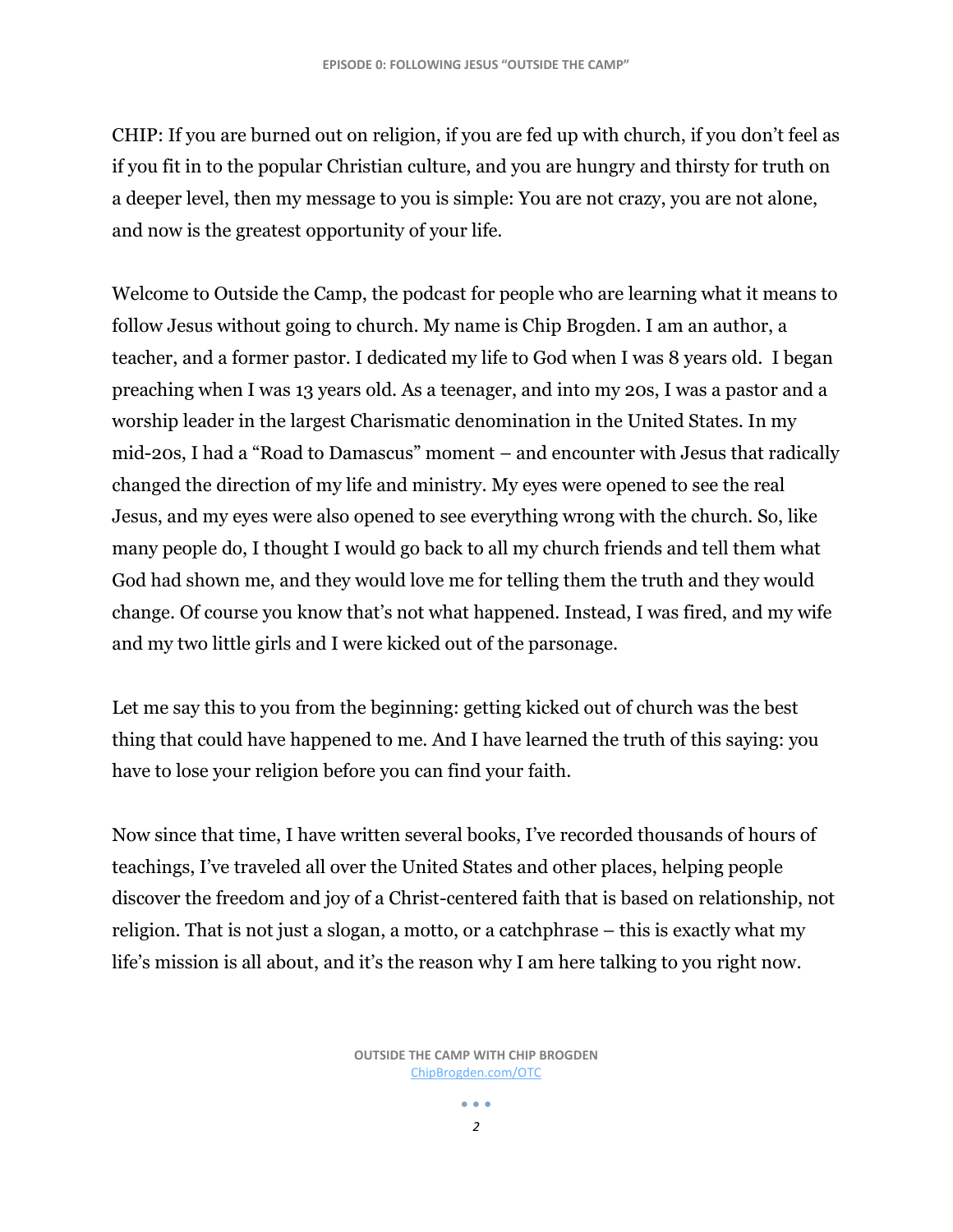CHIP: If you are burned out on religion, if you are fed up with church, if you don't feel as if you fit in to the popular Christian culture, and you are hungry and thirsty for truth on a deeper level, then my message to you is simple: You are not crazy, you are not alone, and now is the greatest opportunity of your life.

Welcome to Outside the Camp, the podcast for people who are learning what it means to follow Jesus without going to church. My name is Chip Brogden. I am an author, a teacher, and a former pastor. I dedicated my life to God when I was 8 years old. I began preaching when I was 13 years old. As a teenager, and into my 20s, I was a pastor and a worship leader in the largest Charismatic denomination in the United States. In my mid-20s, I had a "Road to Damascus" moment – and encounter with Jesus that radically changed the direction of my life and ministry. My eyes were opened to see the real Jesus, and my eyes were also opened to see everything wrong with the church. So, like many people do, I thought I would go back to all my church friends and tell them what God had shown me, and they would love me for telling them the truth and they would change. Of course you know that's not what happened. Instead, I was fired, and my wife and my two little girls and I were kicked out of the parsonage.

Let me say this to you from the beginning: getting kicked out of church was the best thing that could have happened to me. And I have learned the truth of this saying: you have to lose your religion before you can find your faith.

Now since that time, I have written several books, I've recorded thousands of hours of teachings, I've traveled all over the United States and other places, helping people discover the freedom and joy of a Christ-centered faith that is based on relationship, not religion. That is not just a slogan, a motto, or a catchphrase – this is exactly what my life's mission is all about, and it's the reason why I am here talking to you right now.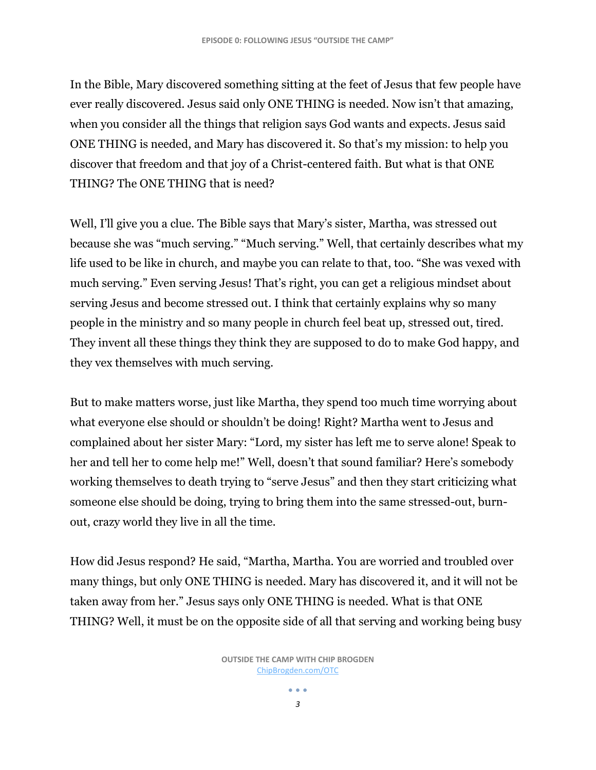In the Bible, Mary discovered something sitting at the feet of Jesus that few people have ever really discovered. Jesus said only ONE THING is needed. Now isn't that amazing, when you consider all the things that religion says God wants and expects. Jesus said ONE THING is needed, and Mary has discovered it. So that's my mission: to help you discover that freedom and that joy of a Christ-centered faith. But what is that ONE THING? The ONE THING that is need?

Well, I'll give you a clue. The Bible says that Mary's sister, Martha, was stressed out because she was "much serving." "Much serving." Well, that certainly describes what my life used to be like in church, and maybe you can relate to that, too. "She was vexed with much serving." Even serving Jesus! That's right, you can get a religious mindset about serving Jesus and become stressed out. I think that certainly explains why so many people in the ministry and so many people in church feel beat up, stressed out, tired. They invent all these things they think they are supposed to do to make God happy, and they vex themselves with much serving.

But to make matters worse, just like Martha, they spend too much time worrying about what everyone else should or shouldn't be doing! Right? Martha went to Jesus and complained about her sister Mary: "Lord, my sister has left me to serve alone! Speak to her and tell her to come help me!" Well, doesn't that sound familiar? Here's somebody working themselves to death trying to "serve Jesus" and then they start criticizing what someone else should be doing, trying to bring them into the same stressed-out, burn-out, crazy world they live in all the time.

How did Jesus respond? He said, "Martha, Martha. You are worried and troubled over many things, but only ONE THING is needed. Mary has discovered it, and it will not be taken away from her." Jesus says only ONE THING is needed. What is that ONE THING? Well, it must be on the opposite side of all that serving and working being busy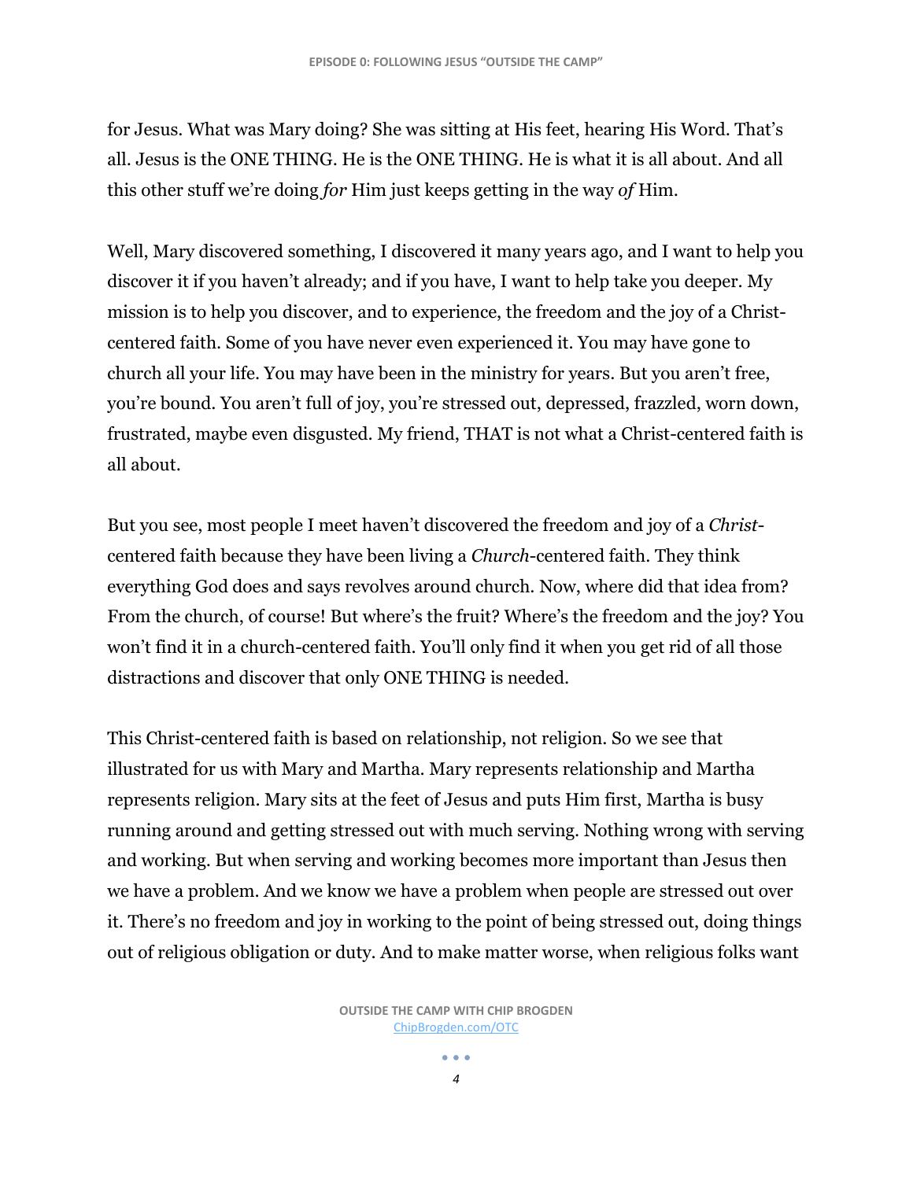for Jesus. What was Mary doing? She was sitting at His feet, hearing His Word. That's all. Jesus is the ONE THING. He is the ONE THING. He is what it is all about. And all this other stuff we're doing *for* Him just keeps getting in the way *of* Him.

Well, Mary discovered something, I discovered it many years ago, and I want to help you discover it if you haven't already; and if you have, I want to help take you deeper. My mission is to help you discover, and to experience, the freedom and the joy of a Christ-centered faith. Some of you have never even experienced it. You may have gone to church all your life. You may have been in the ministry for years. But you aren't free, you're bound. You aren't full of joy, you're stressed out, depressed, frazzled, worn down, frustrated, maybe even disgusted. My friend, THAT is not what a Christ-centered faith is all about.

But you see, most people I meet haven't discovered the freedom and joy of a *Christ*-centered faith because they have been living a *Church*-centered faith. They think everything God does and says revolves around church. Now, where did that idea from? From the church, of course! But where's the fruit? Where's the freedom and the joy? You won't find it in a church-centered faith. You'll only find it when you get rid of all those distractions and discover that only ONE THING is needed.

This Christ-centered faith is based on relationship, not religion. So we see that illustrated for us with Mary and Martha. Mary represents relationship and Martha represents religion. Mary sits at the feet of Jesus and puts Him first, Martha is busy running around and getting stressed out with much serving. Nothing wrong with serving and working. But when serving and working becomes more important than Jesus then we have a problem. And we know we have a problem when people are stressed out over it. There's no freedom and joy in working to the point of being stressed out, doing things out of religious obligation or duty. And to make matter worse, when religious folks want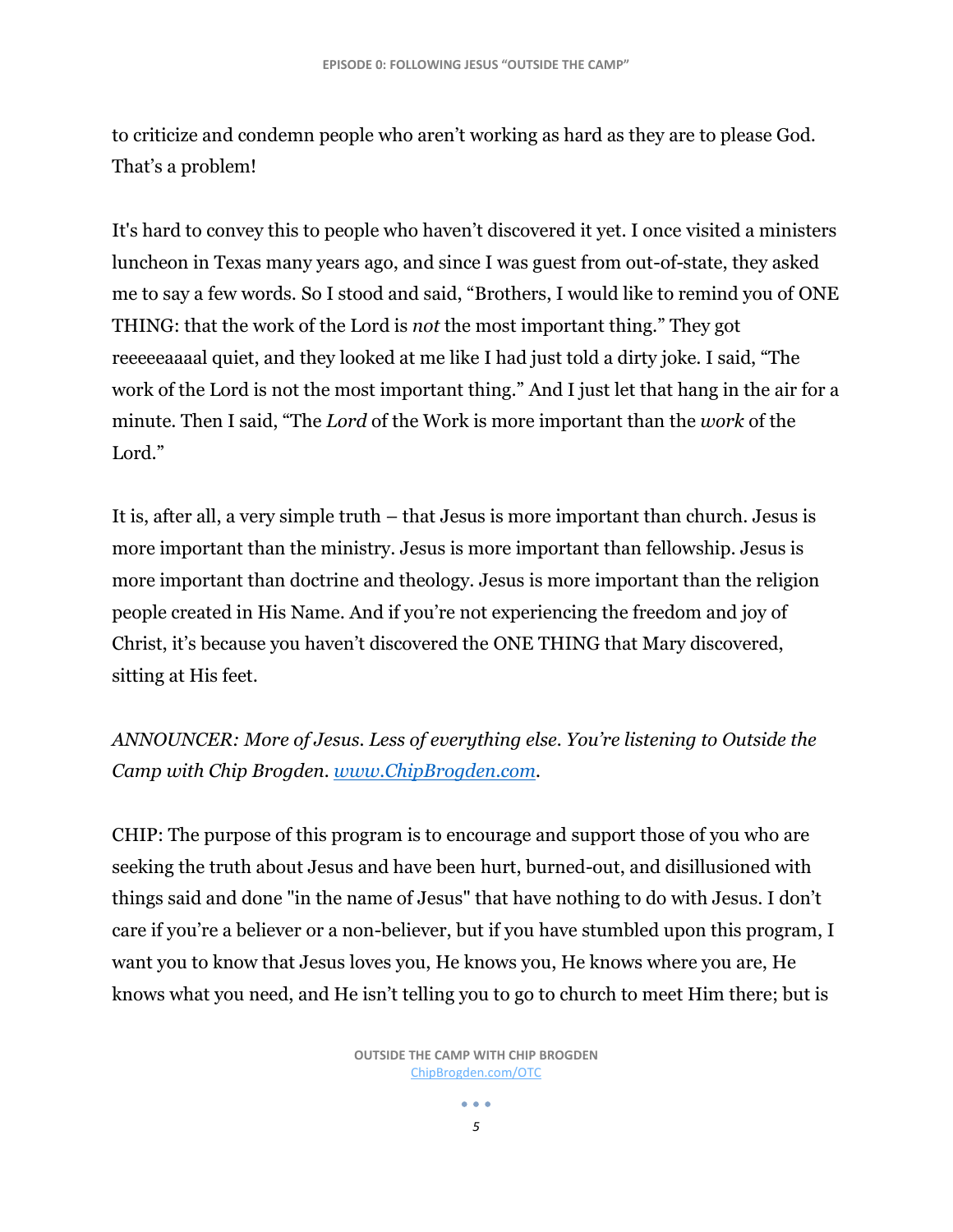to criticize and condemn people who aren't working as hard as they are to please God. That's a problem!

It's hard to convey this to people who haven't discovered it yet. I once visited a ministers luncheon in Texas many years ago, and since I was guest from out-of-state, they asked me to say a few words. So I stood and said, "Brothers, I would like to remind you of ONE THING: that the work of the Lord is *not* the most important thing." They got reeeeeaaaal quiet, and they looked at me like I had just told a dirty joke. I said, "The work of the Lord is not the most important thing." And I just let that hang in the air for a minute. Then I said, "The *Lord* of the Work is more important than the *work* of the Lord."

It is, after all, a very simple truth – that Jesus is more important than church. Jesus is more important than the ministry. Jesus is more important than fellowship. Jesus is more important than doctrine and theology. Jesus is more important than the religion people created in His Name. And if you're not experiencing the freedom and joy of Christ, it's because you haven't discovered the ONE THING that Mary discovered, sitting at His feet.

*ANNOUNCER: More of Jesus. Less of everything else. You're listening to Outside the Camp with Chip Brogden. [www.ChipBrogden.com](http://www.ChipBrogden.com).*

CHIP: The purpose of this program is to encourage and support those of you who are seeking the truth about Jesus and have been hurt, burned-out, and disillusioned with things said and done "in the name of Jesus" that have nothing to do with Jesus. I don't care if you're a believer or a non-believer, but if you have stumbled upon this program, I want you to know that Jesus loves you, He knows you, He knows where you are, He knows what you need, and He isn't telling you to go to church to meet Him there; but is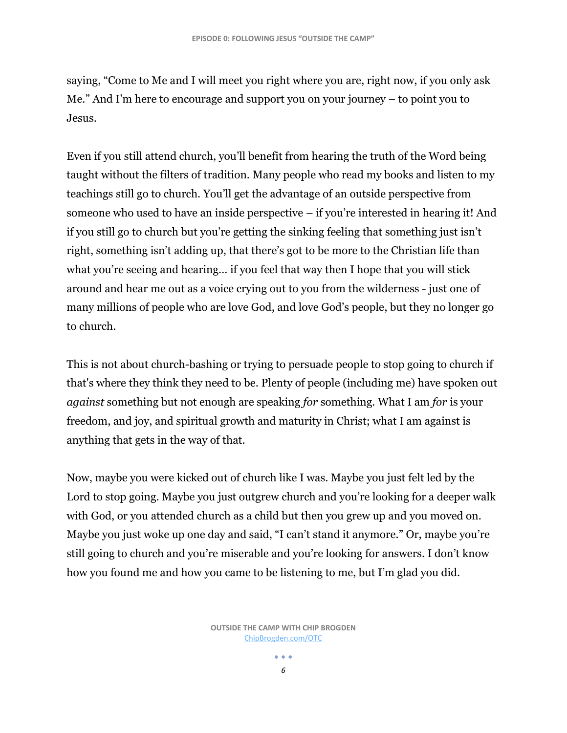saying, "Come to Me and I will meet you right where you are, right now, if you only ask Me." And I'm here to encourage and support you on your journey – to point you to Jesus.

Even if you still attend church, you'll benefit from hearing the truth of the Word being taught without the filters of tradition. Many people who read my books and listen to my teachings still go to church. You'll get the advantage of an outside perspective from someone who used to have an inside perspective – if you're interested in hearing it! And if you still go to church but you're getting the sinking feeling that something just isn't right, something isn't adding up, that there's got to be more to the Christian life than what you're seeing and hearing… if you feel that way then I hope that you will stick around and hear me out as a voice crying out to you from the wilderness - just one of many millions of people who are love God, and love God's people, but they no longer go to church.

This is not about church-bashing or trying to persuade people to stop going to church if that's where they think they need to be. Plenty of people (including me) have spoken out *against* something but not enough are speaking *for* something. What I am *for* is your freedom, and joy, and spiritual growth and maturity in Christ; what I am against is anything that gets in the way of that.

Now, maybe you were kicked out of church like I was. Maybe you just felt led by the Lord to stop going. Maybe you just outgrew church and you're looking for a deeper walk with God, or you attended church as a child but then you grew up and you moved on. Maybe you just woke up one day and said, "I can't stand it anymore." Or, maybe you're still going to church and you're miserable and you're looking for answers. I don't know how you found me and how you came to be listening to me, but I'm glad you did.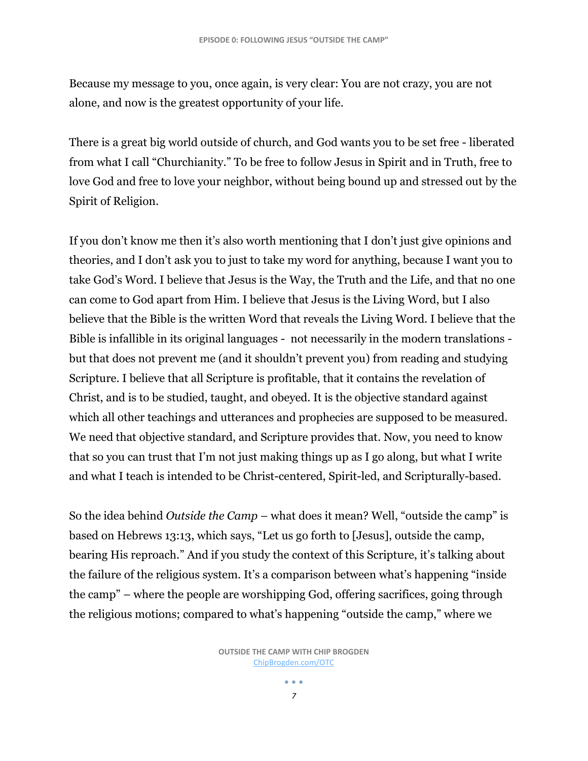Because my message to you, once again, is very clear: You are not crazy, you are not alone, and now is the greatest opportunity of your life.

There is a great big world outside of church, and God wants you to be set free - liberated from what I call "Churchianity." To be free to follow Jesus in Spirit and in Truth, free to love God and free to love your neighbor, without being bound up and stressed out by the Spirit of Religion.

If you don't know me then it's also worth mentioning that I don't just give opinions and theories, and I don't ask you to just to take my word for anything, because I want you to take God's Word. I believe that Jesus is the Way, the Truth and the Life, and that no one can come to God apart from Him. I believe that Jesus is the Living Word, but I also believe that the Bible is the written Word that reveals the Living Word. I believe that the Bible is infallible in its original languages - not necessarily in the modern translations - but that does not prevent me (and it shouldn't prevent you) from reading and studying Scripture. I believe that all Scripture is profitable, that it contains the revelation of Christ, and is to be studied, taught, and obeyed. It is the objective standard against which all other teachings and utterances and prophecies are supposed to be measured. We need that objective standard, and Scripture provides that. Now, you need to know that so you can trust that I'm not just making things up as I go along, but what I write and what I teach is intended to be Christ-centered, Spirit-led, and Scripturally-based.

So the idea behind *Outside the Camp* – what does it mean? Well, "outside the camp" is based on Hebrews 13:13, which says, "Let us go forth to [Jesus], outside the camp, bearing His reproach." And if you study the context of this Scripture, it's talking about the failure of the religious system. It's a comparison between what's happening "inside the camp" – where the people are worshipping God, offering sacrifices, going through the religious motions; compared to what's happening "outside the camp," where we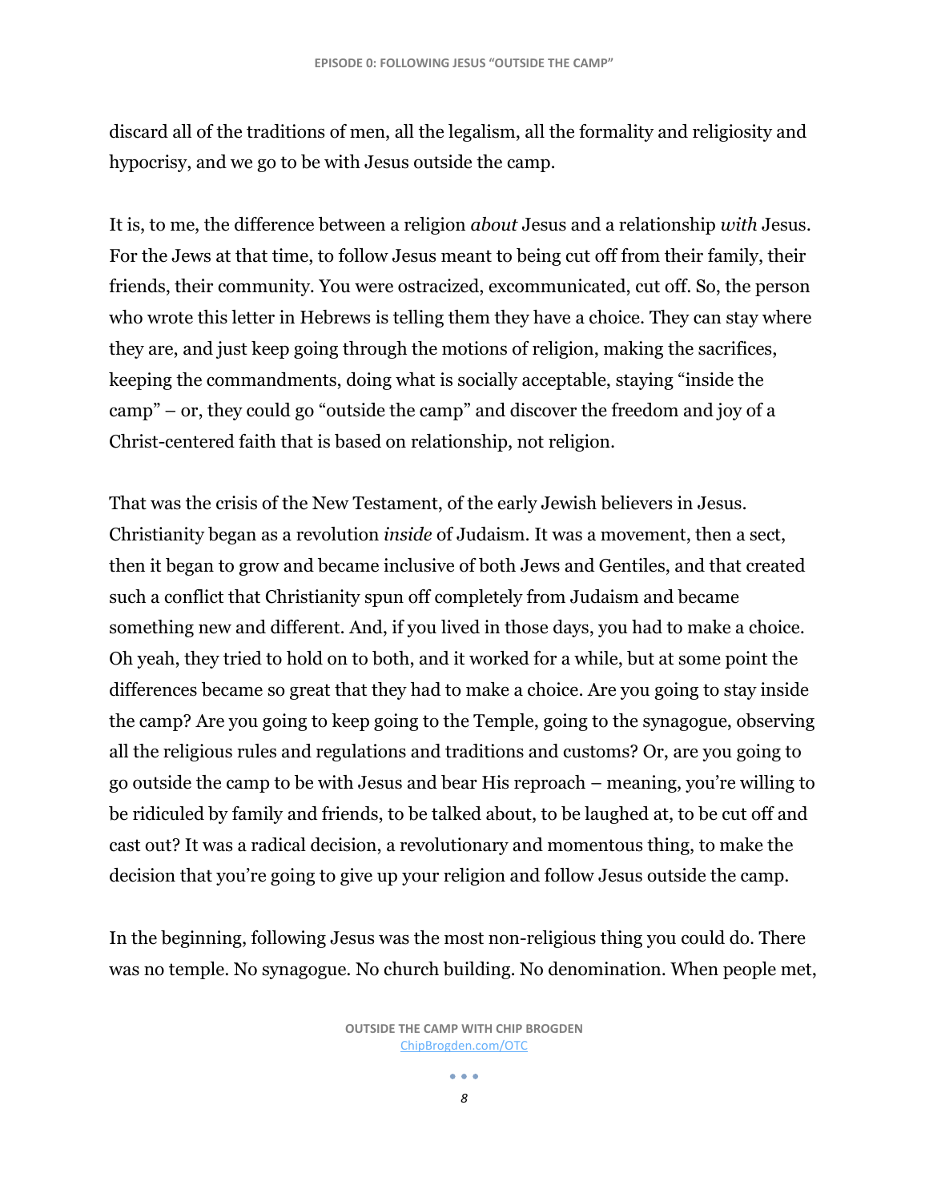discard all of the traditions of men, all the legalism, all the formality and religiosity and hypocrisy, and we go to be with Jesus outside the camp.

It is, to me, the difference between a religion *about* Jesus and a relationship *with* Jesus. For the Jews at that time, to follow Jesus meant to being cut off from their family, their friends, their community. You were ostracized, excommunicated, cut off. So, the person who wrote this letter in Hebrews is telling them they have a choice. They can stay where they are, and just keep going through the motions of religion, making the sacrifices, keeping the commandments, doing what is socially acceptable, staying "inside the camp" – or, they could go "outside the camp" and discover the freedom and joy of a Christ-centered faith that is based on relationship, not religion.

That was the crisis of the New Testament, of the early Jewish believers in Jesus. Christianity began as a revolution *inside* of Judaism. It was a movement, then a sect, then it began to grow and became inclusive of both Jews and Gentiles, and that created such a conflict that Christianity spun off completely from Judaism and became something new and different. And, if you lived in those days, you had to make a choice. Oh yeah, they tried to hold on to both, and it worked for a while, but at some point the differences became so great that they had to make a choice. Are you going to stay inside the camp? Are you going to keep going to the Temple, going to the synagogue, observing all the religious rules and regulations and traditions and customs? Or, are you going to go outside the camp to be with Jesus and bear His reproach – meaning, you're willing to be ridiculed by family and friends, to be talked about, to be laughed at, to be cut off and cast out? It was a radical decision, a revolutionary and momentous thing, to make the decision that you're going to give up your religion and follow Jesus outside the camp.

In the beginning, following Jesus was the most non-religious thing you could do. There was no temple. No synagogue. No church building. No denomination. When people met,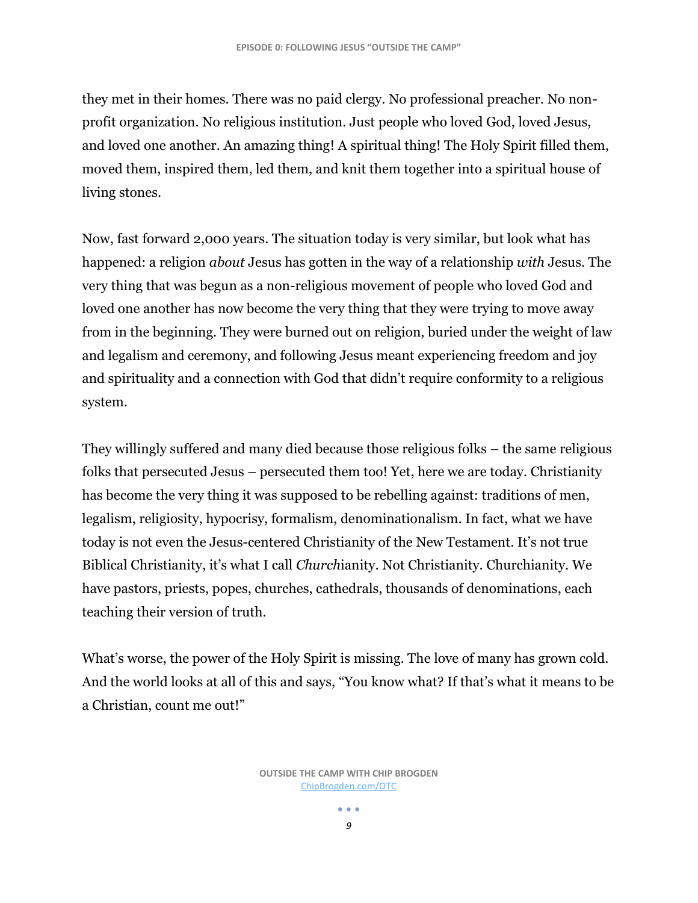they met in their homes. There was no paid clergy. No professional preacher. No non-profit organization. No religious institution. Just people who loved God, loved Jesus, and loved one another. An amazing thing! A spiritual thing! The Holy Spirit filled them, moved them, inspired them, led them, and knit them together into a spiritual house of living stones.

Now, fast forward 2,000 years. The situation today is very similar, but look what has happened: a religion *about* Jesus has gotten in the way of a relationship *with* Jesus. The very thing that was begun as a non-religious movement of people who loved God and loved one another has now become the very thing that they were trying to move away from in the beginning. They were burned out on religion, buried under the weight of law and legalism and ceremony, and following Jesus meant experiencing freedom and joy and spirituality and a connection with God that didn't require conformity to a religious system.

They willingly suffered and many died because those religious folks – the same religious folks that persecuted Jesus – persecuted them too! Yet, here we are today. Christianity has become the very thing it was supposed to be rebelling against: traditions of men, legalism, religiosity, hypocrisy, formalism, denominationalism. In fact, what we have today is not even the Jesus-centered Christianity of the New Testament. It's not true Biblical Christianity, it's what I call *Church*ianity. Not Christianity. Churchianity. We have pastors, priests, popes, churches, cathedrals, thousands of denominations, each teaching their version of truth.

What's worse, the power of the Holy Spirit is missing. The love of many has grown cold. And the world looks at all of this and says, "You know what? If that's what it means to be a Christian, count me out!"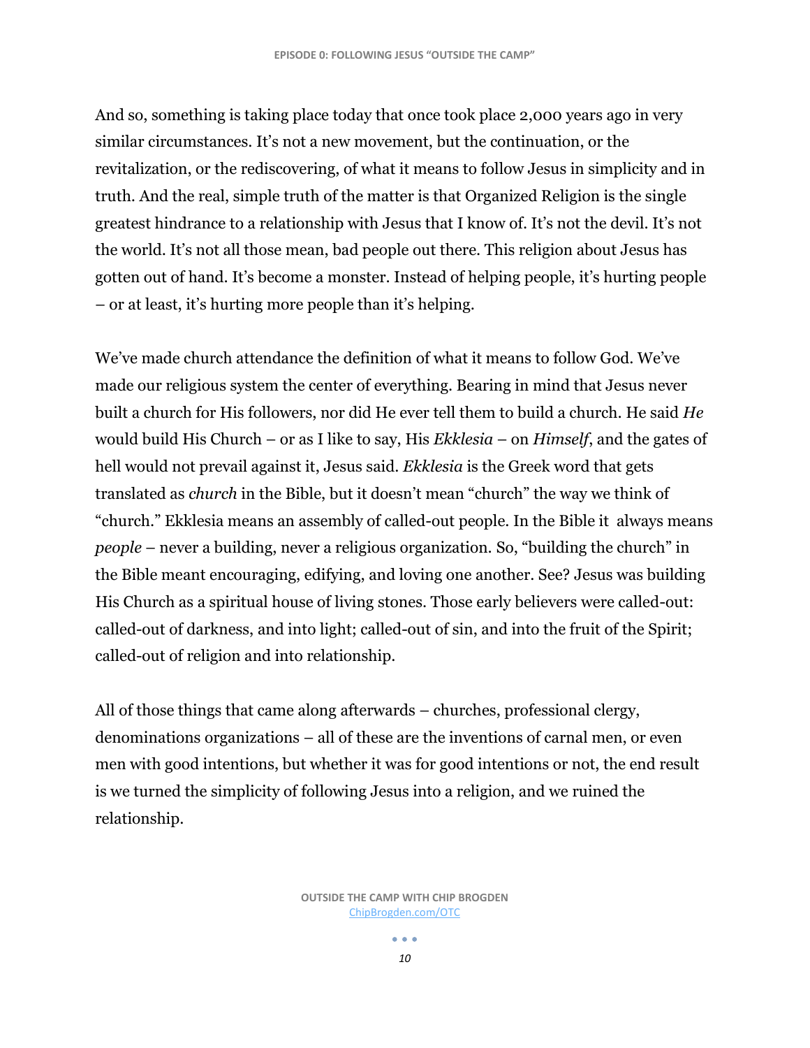And so, something is taking place today that once took place 2,000 years ago in very similar circumstances. It's not a new movement, but the continuation, or the revitalization, or the rediscovering, of what it means to follow Jesus in simplicity and in truth. And the real, simple truth of the matter is that Organized Religion is the single greatest hindrance to a relationship with Jesus that I know of. It's not the devil. It's not the world. It's not all those mean, bad people out there. This religion about Jesus has gotten out of hand. It's become a monster. Instead of helping people, it's hurting people – or at least, it's hurting more people than it's helping.

We've made church attendance the definition of what it means to follow God. We've made our religious system the center of everything. Bearing in mind that Jesus never built a church for His followers, nor did He ever tell them to build a church. He said *He* would build His Church – or as I like to say, His *Ekklesia* – on *Himself*, and the gates of hell would not prevail against it, Jesus said. *Ekklesia* is the Greek word that gets translated as *church* in the Bible, but it doesn't mean "church" the way we think of "church." Ekklesia means an assembly of called-out people. In the Bible it always means *people* – never a building, never a religious organization. So, "building the church" in the Bible meant encouraging, edifying, and loving one another. See? Jesus was building His Church as a spiritual house of living stones. Those early believers were called-out: called-out of darkness, and into light; called-out of sin, and into the fruit of the Spirit; called-out of religion and into relationship.

All of those things that came along afterwards – churches, professional clergy, denominations organizations – all of these are the inventions of carnal men, or even men with good intentions, but whether it was for good intentions or not, the end result is we turned the simplicity of following Jesus into a religion, and we ruined the relationship.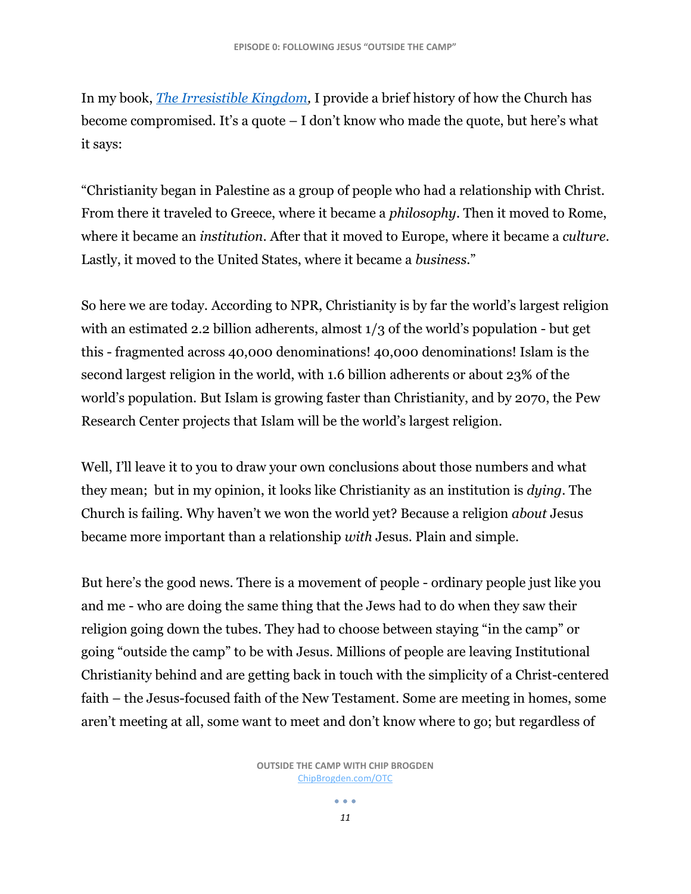In my book, *[The Irresistible Kingdom](ChipBrogden.com/OTC)*, I provide a brief history of how the Church has become compromised. It's a quote – I don't know who made the quote, but here's what it says:

"Christianity began in Palestine as a group of people who had a relationship with Christ. From there it traveled to Greece, where it became a *philosophy*. Then it moved to Rome, where it became an *institution*. After that it moved to Europe, where it became a *culture*. Lastly, it moved to the United States, where it became a *business*."

So here we are today. According to NPR, Christianity is by far the world's largest religion with an estimated 2.2 billion adherents, almost 1/3 of the world's population - but get this - fragmented across 40,000 denominations! 40,000 denominations! Islam is the second largest religion in the world, with 1.6 billion adherents or about 23% of the world's population. But Islam is growing faster than Christianity, and by 2070, the Pew Research Center projects that Islam will be the world's largest religion.

Well, I'll leave it to you to draw your own conclusions about those numbers and what they mean; but in my opinion, it looks like Christianity as an institution is *dying*. The Church is failing. Why haven't we won the world yet? Because a religion *about* Jesus became more important than a relationship *with* Jesus. Plain and simple.

But here's the good news. There is a movement of people - ordinary people just like you and me - who are doing the same thing that the Jews had to do when they saw their religion going down the tubes. They had to choose between staying "in the camp" or going "outside the camp" to be with Jesus. Millions of people are leaving Institutional Christianity behind and are getting back in touch with the simplicity of a Christ-centered faith – the Jesus-focused faith of the New Testament. Some are meeting in homes, some aren't meeting at all, some want to meet and don't know where to go; but regardless of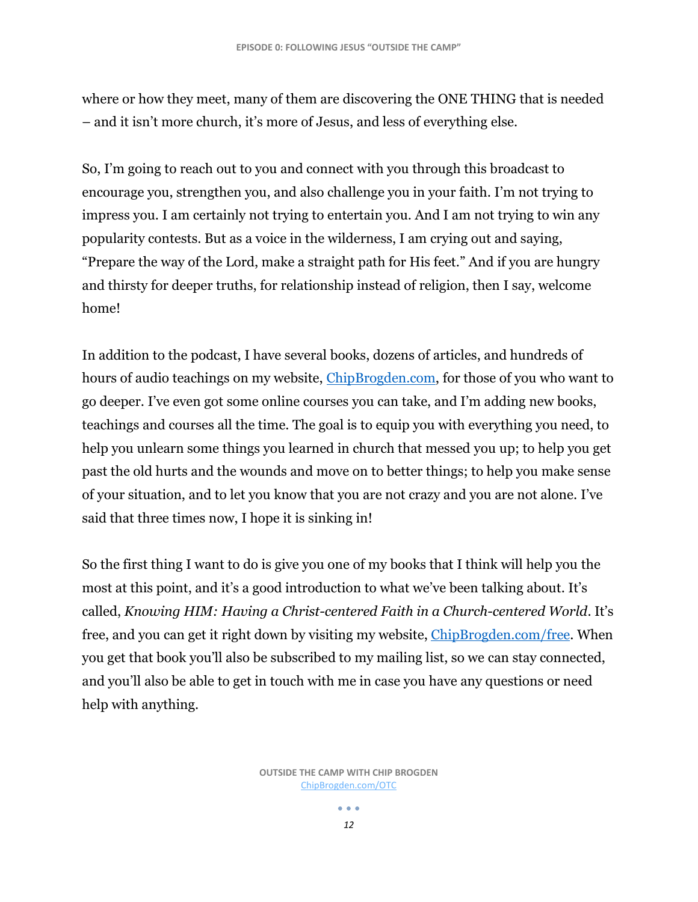where or how they meet, many of them are discovering the ONE THING that is needed – and it isn't more church, it's more of Jesus, and less of everything else.

So, I'm going to reach out to you and connect with you through this broadcast to encourage you, strengthen you, and also challenge you in your faith. I'm not trying to impress you. I am certainly not trying to entertain you. And I am not trying to win any popularity contests. But as a voice in the wilderness, I am crying out and saying, "Prepare the way of the Lord, make a straight path for His feet." And if you are hungry and thirsty for deeper truths, for relationship instead of religion, then I say, welcome home!

In addition to the podcast, I have several books, dozens of articles, and hundreds of hours of audio teachings on my website, [ChipBrogden.com](ChipBrogden.com), for those of you who want to go deeper. I've even got some online courses you can take, and I'm adding new books, teachings and courses all the time. The goal is to equip you with everything you need, to help you unlearn some things you learned in church that messed you up; to help you get past the old hurts and the wounds and move on to better things; to help you make sense of your situation, and to let you know that you are not crazy and you are not alone. I've said that three times now, I hope it is sinking in!

So the first thing I want to do is give you one of my books that I think will help you the most at this point, and it's a good introduction to what we've been talking about. It's called, *Knowing HIM: Having a Christ-centered Faith in a Church-centered World*. It's free, and you can get it right down by visiting my website, [ChipBrogden.com/free](ChipBrogden.com/free). When you get that book you'll also be subscribed to my mailing list, so we can stay connected, and you'll also be able to get in touch with me in case you have any questions or need help with anything.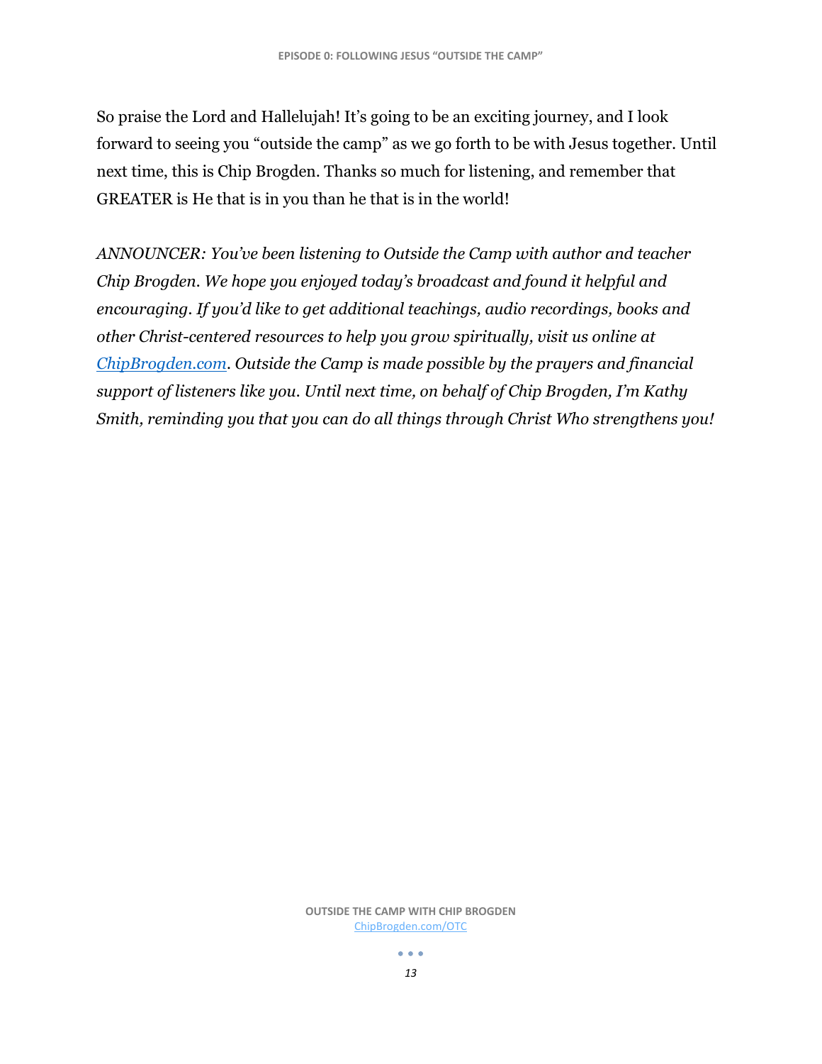So praise the Lord and Hallelujah! It's going to be an exciting journey, and I look forward to seeing you "outside the camp" as we go forth to be with Jesus together. Until next time, this is Chip Brogden. Thanks so much for listening, and remember that GREATER is He that is in you than he that is in the world!

*ANNOUNCER: You've been listening to Outside the Camp with author and teacher Chip Brogden. We hope you enjoyed today's broadcast and found it helpful and encouraging. If you'd like to get additional teachings, audio recordings, books and other Christ-centered resources to help you grow spiritually, visit us online at [ChipBrogden.com](ChipBrogden.com). Outside the Camp is made possible by the prayers and financial support of listeners like you. Until next time, on behalf of Chip Brogden, I'm Kathy Smith, reminding you that you can do all things through Christ Who strengthens you!*